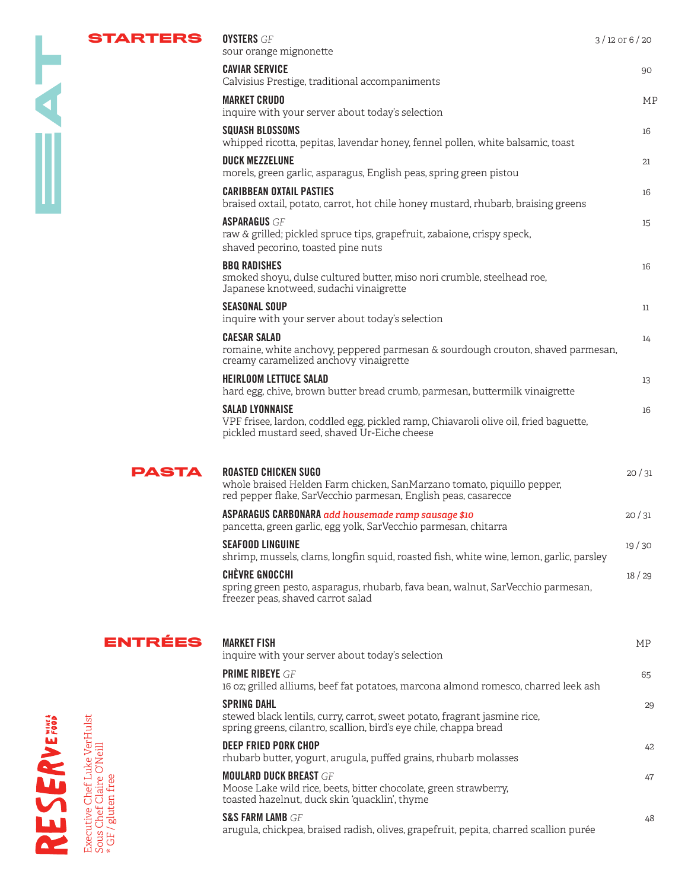# EAT

## STARTERS

**OYSTERS** *GF* — 3 / 12 or 6 / 20
sour orange mignonette

**CAVIAR SERVICE** — 90
Calvisius Prestige, traditional accompaniments

**MARKET CRUDO** — MP
inquire with your server about today's selection

**SQUASH BLOSSOMS** — 16
whipped ricotta, pepitas, lavendar honey, fennel pollen, white balsamic, toast

**DUCK MEZZELUNE** — 21
morels, green garlic, asparagus, English peas, spring green pistou

**CARIBBEAN OXTAIL PASTIES** — 16
braised oxtail, potato, carrot, hot chile honey mustard, rhubarb, braising greens

**ASPARAGUS** *GF* — 15
raw & grilled; pickled spruce tips, grapefruit, zabaione, crispy speck, shaved pecorino, toasted pine nuts

**BBQ RADISHES** — 16
smoked shoyu, dulse cultured butter, miso nori crumble, steelhead roe, Japanese knotweed, sudachi vinaigrette

**SEASONAL SOUP** — 11
inquire with your server about today's selection

**CAESAR SALAD** — 14
romaine, white anchovy, peppered parmesan & sourdough crouton, shaved parmesan, creamy caramelized anchovy vinaigrette

**HEIRLOOM LETTUCE SALAD** — 13
hard egg, chive, brown butter bread crumb, parmesan, buttermilk vinaigrette

**SALAD LYONNAISE** — 16
VPF frisee, lardon, coddled egg, pickled ramp, Chiavaroli olive oil, fried baguette, pickled mustard seed, shaved Ur-Eiche cheese

## PASTA

**ROASTED CHICKEN SUGO** — 20 / 31
whole braised Helden Farm chicken, SanMarzano tomato, piquillo pepper, red pepper flake, SarVecchio parmesan, English peas, casarecce

**ASPARAGUS CARBONARA** *add housemade ramp sausage $10* — 20 / 31
pancetta, green garlic, egg yolk, SarVecchio parmesan, chitarra

**SEAFOOD LINGUINE** — 19 / 30
shrimp, mussels, clams, longfin squid, roasted fish, white wine, lemon, garlic, parsley

**CHÈVRE GNOCCHI** — 18 / 29
spring green pesto, asparagus, rhubarb, fava bean, walnut, SarVecchio parmesan, freezer peas, shaved carrot salad

## ENTRÉES

**MARKET FISH** — MP
inquire with your server about today's selection

**PRIME RIBEYE** *GF* — 65
16 oz; grilled alliums, beef fat potatoes, marcona almond romesco, charred leek ash

**SPRING DAHL** — 29
stewed black lentils, curry, carrot, sweet potato, fragrant jasmine rice, spring greens, cilantro, scallion, bird's eye chile, chappa bread

**DEEP FRIED PORK CHOP** — 42
rhubarb butter, yogurt, arugula, puffed grains, rhubarb molasses

**MOULARD DUCK BREAST** *GF* — 47
Moose Lake wild rice, beets, bitter chocolate, green strawberry, toasted hazelnut, duck skin 'quacklin', thyme

**S&S FARM LAMB** *GF* — 48
arugula, chickpea, braised radish, olives, grapefruit, pepita, charred scallion purée

RESERVE WINE & FOOD

Executive Chef Luke VerHulst
Sous Chef Claire O'Neill
* GF / gluten free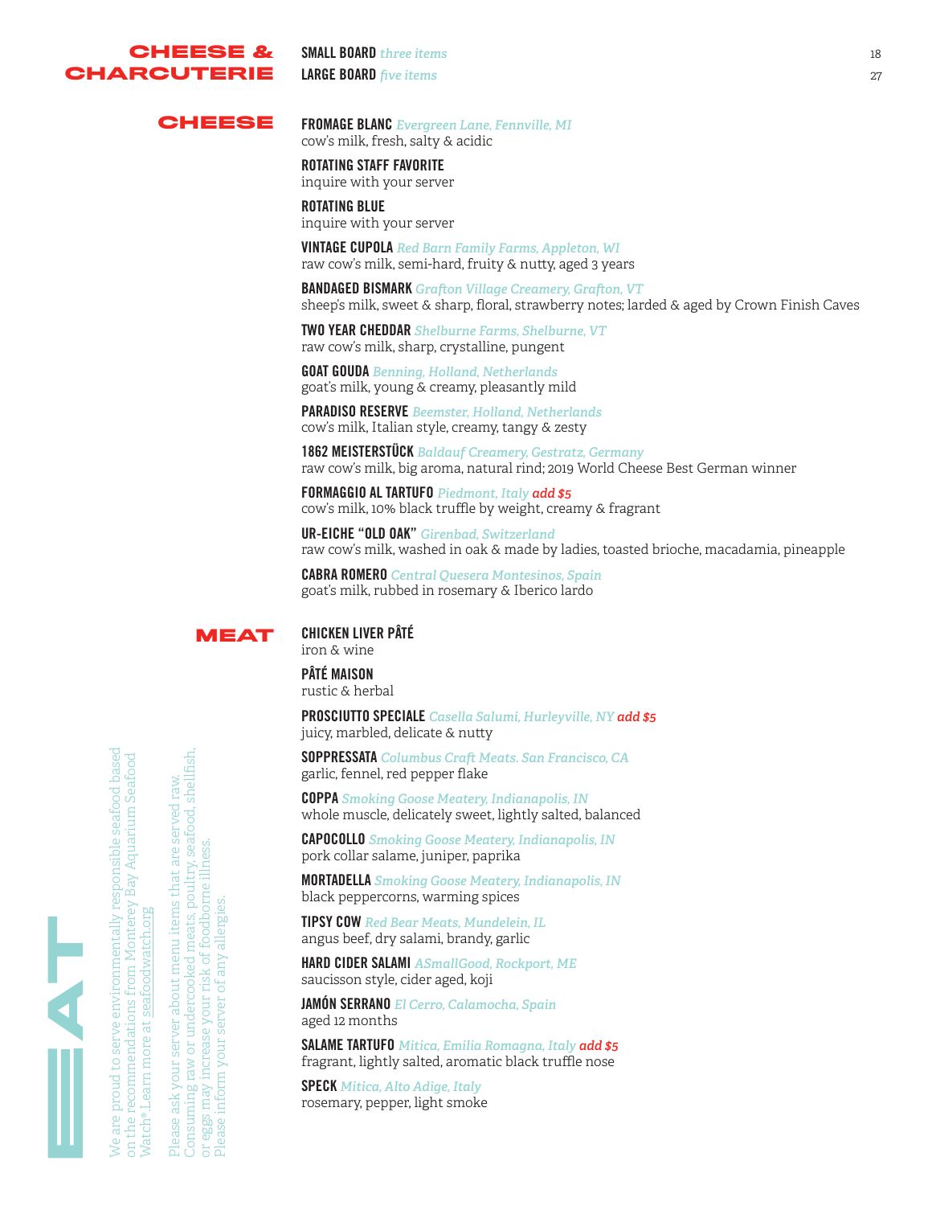# CHEESE & CHARCUTERIE

**SMALL BOARD** *three items* 18

**LARGE BOARD** *five items* 27

## CHEESE

**FROMAGE BLANC** *Evergreen Lane, Fennville, MI*
cow's milk, fresh, salty & acidic

**ROTATING STAFF FAVORITE**
inquire with your server

**ROTATING BLUE**
inquire with your server

**VINTAGE CUPOLA** *Red Barn Family Farms, Appleton, WI*
raw cow's milk, semi-hard, fruity & nutty, aged 3 years

**BANDAGED BISMARK** *Grafton Village Creamery, Grafton, VT*
sheep's milk, sweet & sharp, floral, strawberry notes; larded & aged by Crown Finish Caves

**TWO YEAR CHEDDAR** *Shelburne Farms, Shelburne, VT*
raw cow's milk, sharp, crystalline, pungent

**GOAT GOUDA** *Benning, Holland, Netherlands*
goat's milk, young & creamy, pleasantly mild

**PARADISO RESERVE** *Beemster, Holland, Netherlands*
cow's milk, Italian style, creamy, tangy & zesty

**1862 MEISTERSTÜCK** *Baldauf Creamery, Gestratz, Germany*
raw cow's milk, big aroma, natural rind; 2019 World Cheese Best German winner

**FORMAGGIO AL TARTUFO** *Piedmont, Italy* ***add $5***
cow's milk, 10% black truffle by weight, creamy & fragrant

**UR-EICHE "OLD OAK"** *Girenbad, Switzerland*
raw cow's milk, washed in oak & made by ladies, toasted brioche, macadamia, pineapple

**CABRA ROMERO** *Central Quesera Montesinos, Spain*
goat's milk, rubbed in rosemary & Iberico lardo

## MEAT

**CHICKEN LIVER PÂTÉ**
iron & wine

**PÂTÉ MAISON**
rustic & herbal

**PROSCIUTTO SPECIALE** *Casella Salumi, Hurleyville, NY* ***add $5***
juicy, marbled, delicate & nutty

**SOPPRESSATA** *Columbus Craft Meats. San Francisco, CA*
garlic, fennel, red pepper flake

**COPPA** *Smoking Goose Meatery, Indianapolis, IN*
whole muscle, delicately sweet, lightly salted, balanced

**CAPOCOLLO** *Smoking Goose Meatery, Indianapolis, IN*
pork collar salame, juniper, paprika

**MORTADELLA** *Smoking Goose Meatery, Indianapolis, IN*
black peppercorns, warming spices

**TIPSY COW** *Red Bear Meats, Mundelein, IL*
angus beef, dry salami, brandy, garlic

**HARD CIDER SALAMI** *ASmallGood, Rockport, ME*
saucisson style, cider aged, koji

**JAMÓN SERRANO** *El Cerro, Calamocha, Spain*
aged 12 months

**SALAME TARTUFO** *Mitica, Emilia Romagna, Italy* ***add $5***
fragrant, lightly salted, aromatic black truffle nose

**SPECK** *Mitica, Alto Adige, Italy*
rosemary, pepper, light smoke

EAT

We are proud to serve environmentally responsible seafood based on the recommendations from Monterey Bay Aquarium Seafood Watch®. Learn more at seafoodwatch.org

Please ask your server about menu items that are served raw. Consuming raw or undercooked meats, poultry, seafood, shellfish, or eggs may increase your risk of foodborne illness. Please inform your server of any allergies.